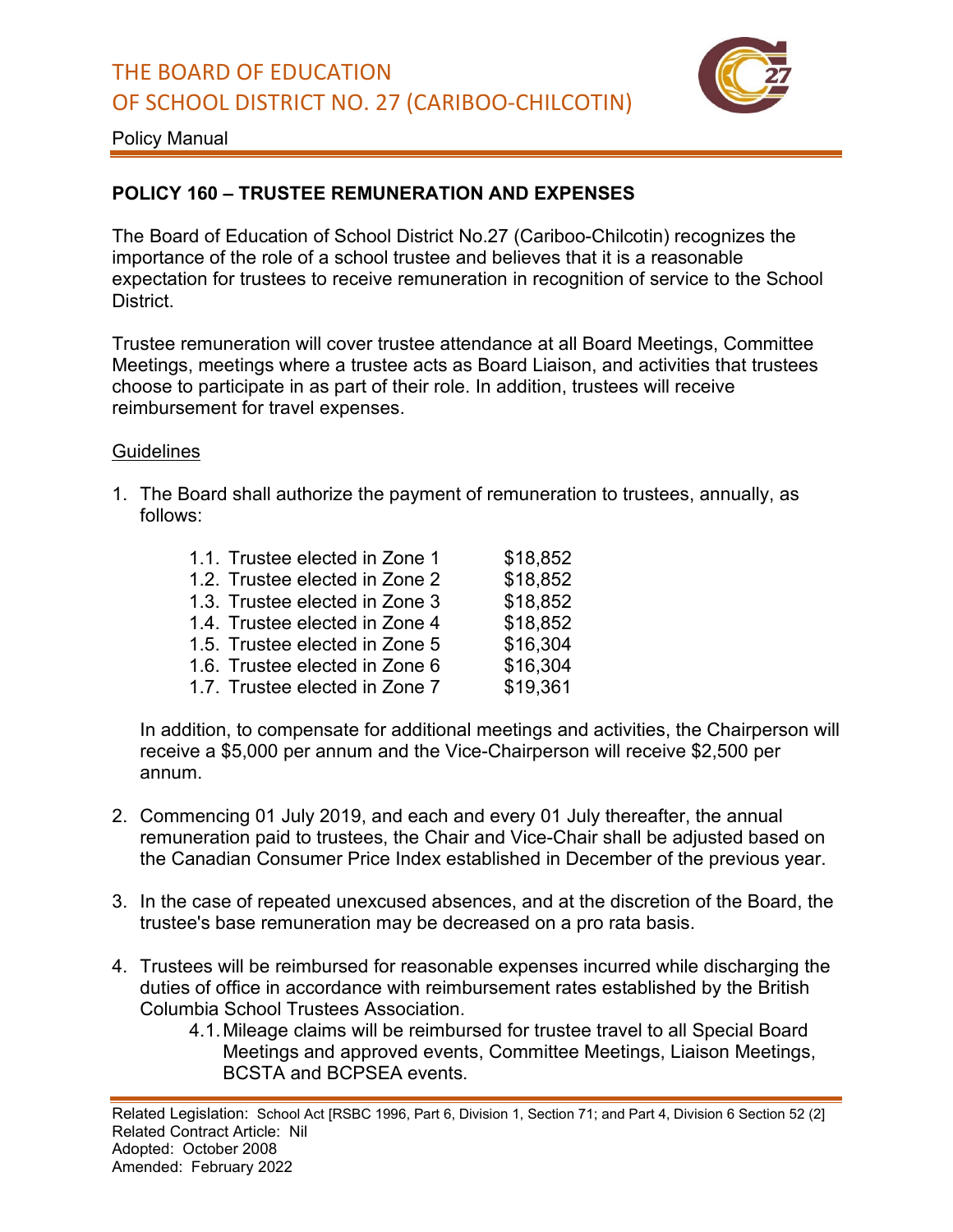# THE BOARD OF EDUCATION OF SCHOOL DISTRICT NO. 27 (CARIBOO-CHILCOTIN)

Policy Manual

## POLICY 160 – TRUSTEE REMUNERATION AND EXPENSES

The Board of Education of School District No.27 (Cariboo-Chilcotin) recognizes the importance of the role of a school trustee and believes that it is a reasonable expectation for trustees to receive remuneration in recognition of service to the School District.

Trustee remuneration will cover trustee attendance at all Board Meetings, Committee Meetings, meetings where a trustee acts as Board Liaison, and activities that trustees choose to participate in as part of their role. In addition, trustees will receive reimbursement for travel expenses.

Guidelines

1. The Board shall authorize the payment of remuneration to trustees, annually, as follows:

| | |
|---|---|
| 1.1. Trustee elected in Zone 1 | $18,852 |
| 1.2. Trustee elected in Zone 2 | $18,852 |
| 1.3. Trustee elected in Zone 3 | $18,852 |
| 1.4. Trustee elected in Zone 4 | $18,852 |
| 1.5. Trustee elected in Zone 5 | $16,304 |
| 1.6. Trustee elected in Zone 6 | $16,304 |
| 1.7. Trustee elected in Zone 7 | $19,361 |

   In addition, to compensate for additional meetings and activities, the Chairperson will receive a $5,000 per annum and the Vice-Chairperson will receive $2,500 per annum.

2. Commencing 01 July 2019, and each and every 01 July thereafter, the annual remuneration paid to trustees, the Chair and Vice-Chair shall be adjusted based on the Canadian Consumer Price Index established in December of the previous year.

3. In the case of repeated unexcused absences, and at the discretion of the Board, the trustee's base remuneration may be decreased on a pro rata basis.

4. Trustees will be reimbursed for reasonable expenses incurred while discharging the duties of office in accordance with reimbursement rates established by the British Columbia School Trustees Association.
   4.1. Mileage claims will be reimbursed for trustee travel to all Special Board Meetings and approved events, Committee Meetings, Liaison Meetings, BCSTA and BCPSEA events.

Related Legislation: School Act [RSBC 1996, Part 6, Division 1, Section 71; and Part 4, Division 6 Section 52 (2]
Related Contract Article: Nil
Adopted: October 2008
Amended: February 2022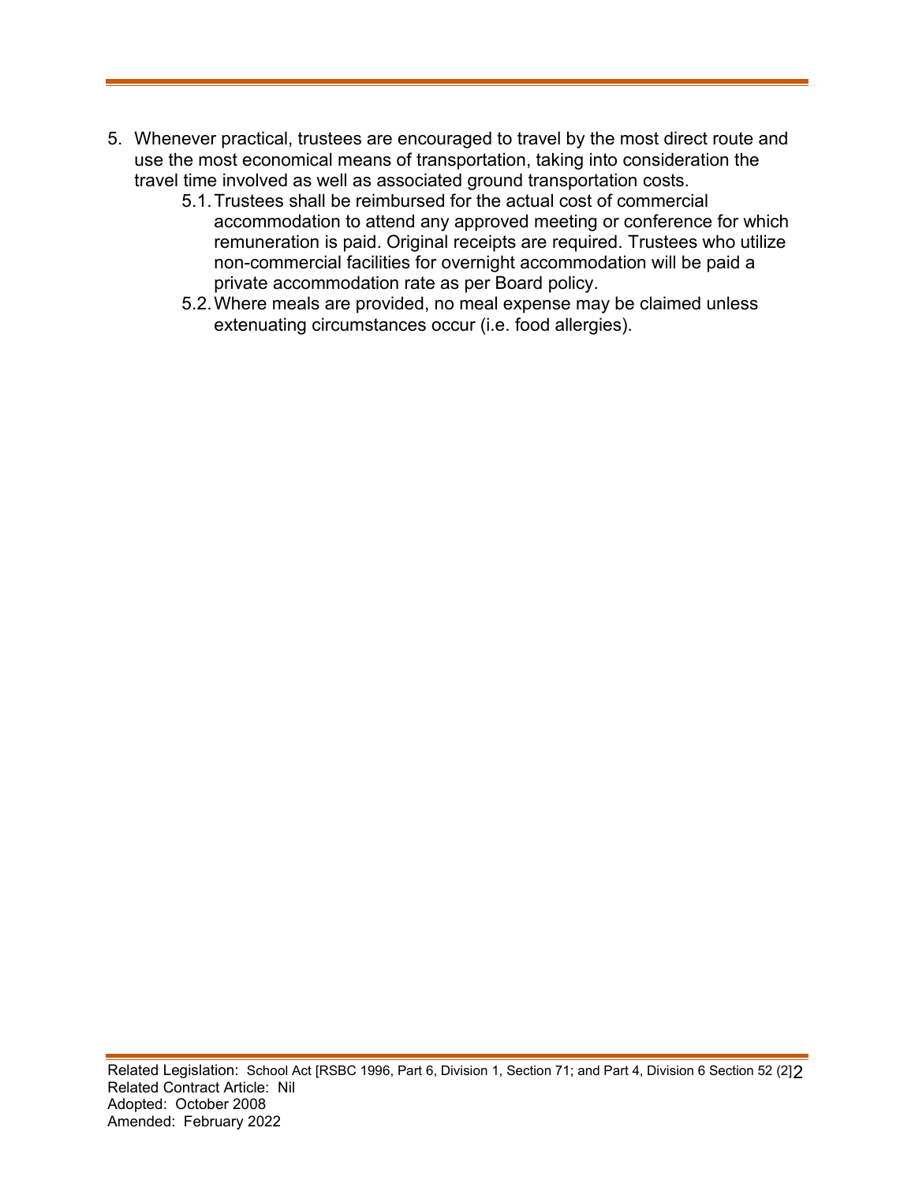5. Whenever practical, trustees are encouraged to travel by the most direct route and use the most economical means of transportation, taking into consideration the travel time involved as well as associated ground transportation costs.
    5.1. Trustees shall be reimbursed for the actual cost of commercial accommodation to attend any approved meeting or conference for which remuneration is paid. Original receipts are required. Trustees who utilize non-commercial facilities for overnight accommodation will be paid a private accommodation rate as per Board policy.
    5.2. Where meals are provided, no meal expense may be claimed unless extenuating circumstances occur (i.e. food allergies).

Related Legislation: School Act [RSBC 1996, Part 6, Division 1, Section 71; and Part 4, Division 6 Section 52 (2]
Related Contract Article: Nil
Adopted: October 2008
Amended: February 2022